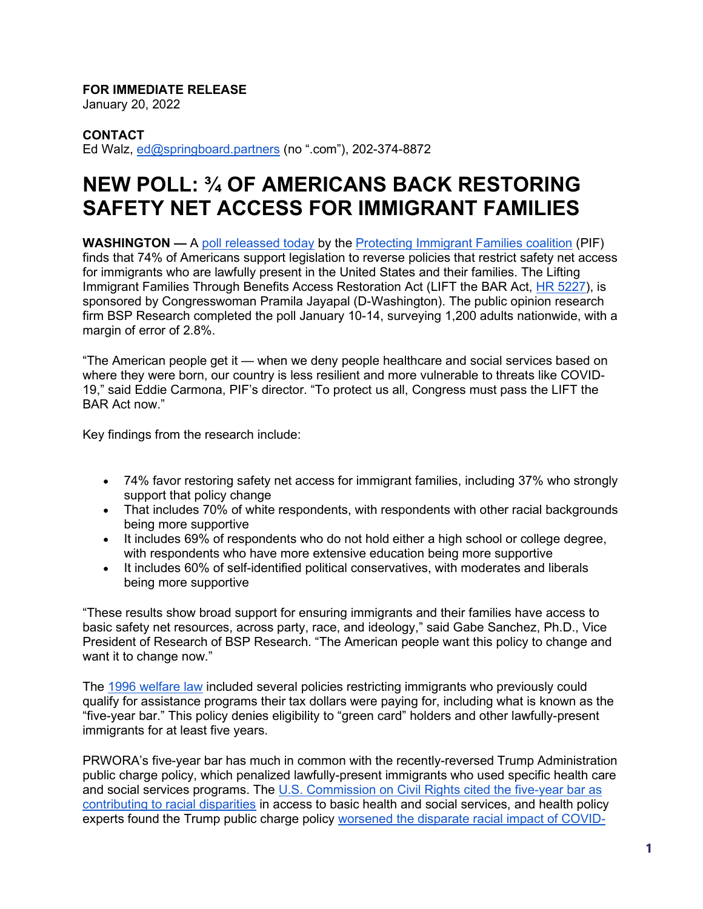**FOR IMMEDIATE RELEASE**
January 20, 2022

**CONTACT**
Ed Walz, ed@springboard.partners (no ".com"), 202-374-8872

# NEW POLL: ¾ OF AMERICANS BACK RESTORING SAFETY NET ACCESS FOR IMMIGRANT FAMILIES

**WASHINGTON —** A poll released today by the Protecting Immigrant Families coalition (PIF) finds that 74% of Americans support legislation to reverse policies that restrict safety net access for immigrants who are lawfully present in the United States and their families. The Lifting Immigrant Families Through Benefits Access Restoration Act (LIFT the BAR Act, HR 5227), is sponsored by Congresswoman Pramila Jayapal (D-Washington). The public opinion research firm BSP Research completed the poll January 10-14, surveying 1,200 adults nationwide, with a margin of error of 2.8%.

"The American people get it — when we deny people healthcare and social services based on where they were born, our country is less resilient and more vulnerable to threats like COVID-19," said Eddie Carmona, PIF's director. "To protect us all, Congress must pass the LIFT the BAR Act now."

Key findings from the research include:

- 74% favor restoring safety net access for immigrant families, including 37% who strongly support that policy change
- That includes 70% of white respondents, with respondents with other racial backgrounds being more supportive
- It includes 69% of respondents who do not hold either a high school or college degree, with respondents who have more extensive education being more supportive
- It includes 60% of self-identified political conservatives, with moderates and liberals being more supportive

"These results show broad support for ensuring immigrants and their families have access to basic safety net resources, across party, race, and ideology," said Gabe Sanchez, Ph.D., Vice President of Research of BSP Research. "The American people want this policy to change and want it to change now."

The 1996 welfare law included several policies restricting immigrants who previously could qualify for assistance programs their tax dollars were paying for, including what is known as the "five-year bar." This policy denies eligibility to "green card" holders and other lawfully-present immigrants for at least five years.

PRWORA's five-year bar has much in common with the recently-reversed Trump Administration public charge policy, which penalized lawfully-present immigrants who used specific health care and social services programs. The U.S. Commission on Civil Rights cited the five-year bar as contributing to racial disparities in access to basic health and social services, and health policy experts found the Trump public charge policy worsened the disparate racial impact of COVID-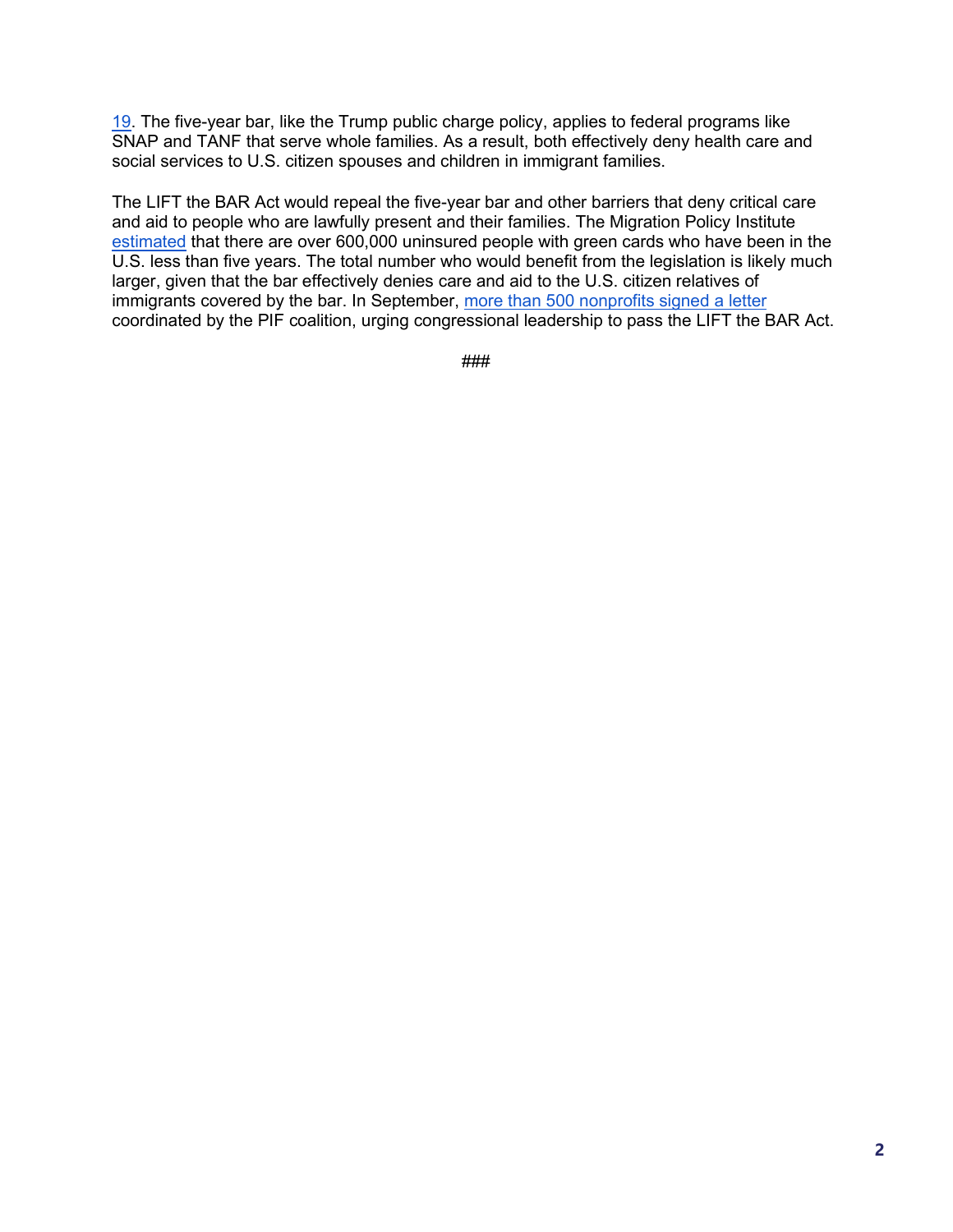19. The five-year bar, like the Trump public charge policy, applies to federal programs like SNAP and TANF that serve whole families. As a result, both effectively deny health care and social services to U.S. citizen spouses and children in immigrant families.

The LIFT the BAR Act would repeal the five-year bar and other barriers that deny critical care and aid to people who are lawfully present and their families. The Migration Policy Institute estimated that there are over 600,000 uninsured people with green cards who have been in the U.S. less than five years. The total number who would benefit from the legislation is likely much larger, given that the bar effectively denies care and aid to the U.S. citizen relatives of immigrants covered by the bar. In September, more than 500 nonprofits signed a letter coordinated by the PIF coalition, urging congressional leadership to pass the LIFT the BAR Act.

###